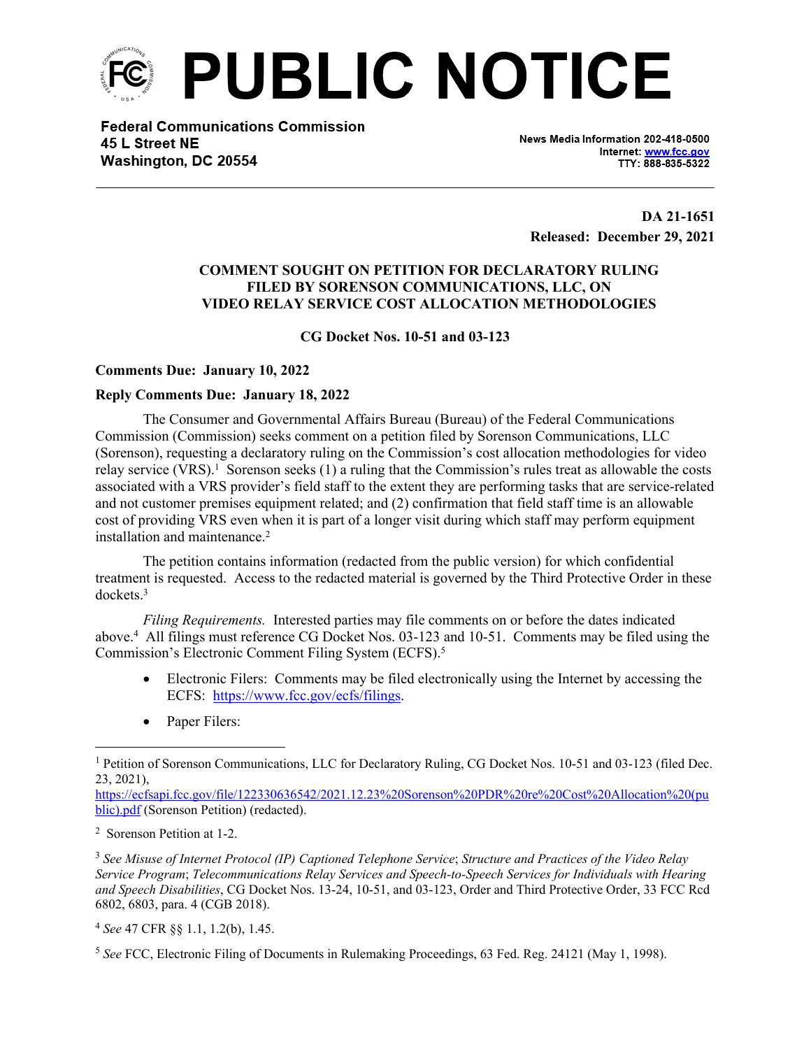# PUBLIC NOTICE

**Federal Communications Commission**
**45 L Street NE**
**Washington, DC 20554**

News Media Information 202-418-0500
Internet: [www.fcc.gov](www.fcc.gov)
TTY: 888-835-5322

**DA 21-1651**
**Released: December 29, 2021**

**COMMENT SOUGHT ON PETITION FOR DECLARATORY RULING FILED BY SORENSON COMMUNICATIONS, LLC, ON VIDEO RELAY SERVICE COST ALLOCATION METHODOLOGIES**

**CG Docket Nos. 10-51 and 03-123**

**Comments Due: January 10, 2022**

**Reply Comments Due: January 18, 2022**

The Consumer and Governmental Affairs Bureau (Bureau) of the Federal Communications Commission (Commission) seeks comment on a petition filed by Sorenson Communications, LLC (Sorenson), requesting a declaratory ruling on the Commission's cost allocation methodologies for video relay service (VRS).[1] Sorenson seeks (1) a ruling that the Commission's rules treat as allowable the costs associated with a VRS provider's field staff to the extent they are performing tasks that are service-related and not customer premises equipment related; and (2) confirmation that field staff time is an allowable cost of providing VRS even when it is part of a longer visit during which staff may perform equipment installation and maintenance.[2]

The petition contains information (redacted from the public version) for which confidential treatment is requested. Access to the redacted material is governed by the Third Protective Order in these dockets.[3]

*Filing Requirements.* Interested parties may file comments on or before the dates indicated above.[4] All filings must reference CG Docket Nos. 03-123 and 10-51. Comments may be filed using the Commission's Electronic Comment Filing System (ECFS).[5]

- Electronic Filers: Comments may be filed electronically using the Internet by accessing the ECFS: [https://www.fcc.gov/ecfs/filings](https://www.fcc.gov/ecfs/filings).
- Paper Filers:

---

[1] Petition of Sorenson Communications, LLC for Declaratory Ruling, CG Docket Nos. 10-51 and 03-123 (filed Dec. 23, 2021), [https://ecfsapi.fcc.gov/file/122330636542/2021.12.23%20Sorenson%20PDR%20re%20Cost%20Allocation%20(public).pdf](https://ecfsapi.fcc.gov/file/122330636542/2021.12.23%20Sorenson%20PDR%20re%20Cost%20Allocation%20(public).pdf) (Sorenson Petition) (redacted).

[2] Sorenson Petition at 1-2.

[3] *See Misuse of Internet Protocol (IP) Captioned Telephone Service*; *Structure and Practices of the Video Relay Service Program*; *Telecommunications Relay Services and Speech-to-Speech Services for Individuals with Hearing and Speech Disabilities*, CG Docket Nos. 13-24, 10-51, and 03-123, Order and Third Protective Order, 33 FCC Rcd 6802, 6803, para. 4 (CGB 2018).

[4] *See* 47 CFR §§ 1.1, 1.2(b), 1.45.

[5] *See* FCC, Electronic Filing of Documents in Rulemaking Proceedings, 63 Fed. Reg. 24121 (May 1, 1998).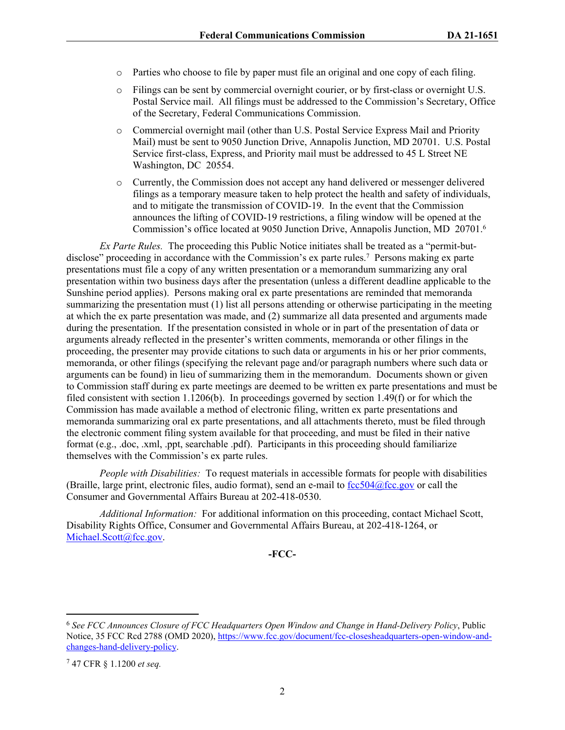- Parties who choose to file by paper must file an original and one copy of each filing.
- Filings can be sent by commercial overnight courier, or by first-class or overnight U.S. Postal Service mail. All filings must be addressed to the Commission's Secretary, Office of the Secretary, Federal Communications Commission.
- Commercial overnight mail (other than U.S. Postal Service Express Mail and Priority Mail) must be sent to 9050 Junction Drive, Annapolis Junction, MD 20701. U.S. Postal Service first-class, Express, and Priority mail must be addressed to 45 L Street NE Washington, DC 20554.
- Currently, the Commission does not accept any hand delivered or messenger delivered filings as a temporary measure taken to help protect the health and safety of individuals, and to mitigate the transmission of COVID-19. In the event that the Commission announces the lifting of COVID-19 restrictions, a filing window will be opened at the Commission's office located at 9050 Junction Drive, Annapolis Junction, MD 20701.[6]

*Ex Parte Rules.* The proceeding this Public Notice initiates shall be treated as a "permit-but-disclose" proceeding in accordance with the Commission's ex parte rules.[7] Persons making ex parte presentations must file a copy of any written presentation or a memorandum summarizing any oral presentation within two business days after the presentation (unless a different deadline applicable to the Sunshine period applies). Persons making oral ex parte presentations are reminded that memoranda summarizing the presentation must (1) list all persons attending or otherwise participating in the meeting at which the ex parte presentation was made, and (2) summarize all data presented and arguments made during the presentation. If the presentation consisted in whole or in part of the presentation of data or arguments already reflected in the presenter's written comments, memoranda or other filings in the proceeding, the presenter may provide citations to such data or arguments in his or her prior comments, memoranda, or other filings (specifying the relevant page and/or paragraph numbers where such data or arguments can be found) in lieu of summarizing them in the memorandum. Documents shown or given to Commission staff during ex parte meetings are deemed to be written ex parte presentations and must be filed consistent with section 1.1206(b). In proceedings governed by section 1.49(f) or for which the Commission has made available a method of electronic filing, written ex parte presentations and memoranda summarizing oral ex parte presentations, and all attachments thereto, must be filed through the electronic comment filing system available for that proceeding, and must be filed in their native format (e.g., .doc, .xml, .ppt, searchable .pdf). Participants in this proceeding should familiarize themselves with the Commission's ex parte rules.

*People with Disabilities:* To request materials in accessible formats for people with disabilities (Braille, large print, electronic files, audio format), send an e-mail to fcc504@fcc.gov or call the Consumer and Governmental Affairs Bureau at 202-418-0530.

*Additional Information:* For additional information on this proceeding, contact Michael Scott, Disability Rights Office, Consumer and Governmental Affairs Bureau, at 202-418-1264, or Michael.Scott@fcc.gov.

**-FCC-**

---

[6] *See FCC Announces Closure of FCC Headquarters Open Window and Change in Hand-Delivery Policy*, Public Notice, 35 FCC Rcd 2788 (OMD 2020), https://www.fcc.gov/document/fcc-closesheadquarters-open-window-and-changes-hand-delivery-policy.

[7] 47 CFR § 1.1200 *et seq.*